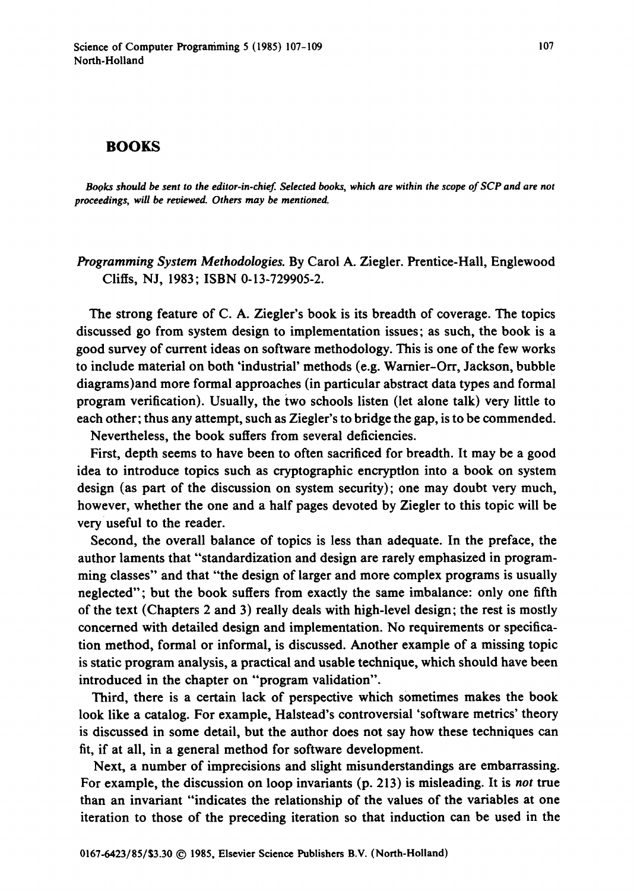## BOOKS

*Books should be sent to the editor-in-chief. Selected books, which are within the scope of SCP and are not proceedings, will be reviewed. Others may be mentioned.*

*Programming System Methodologies.* By Carol A. Ziegler. Prentice-Hall, Englewood Cliffs, NJ, 1983; ISBN 0-13-729905-2.

The strong feature of C. A. Ziegler's book is its breadth of coverage. The topics discussed go from system design to implementation issues; as such, the book is a good survey of current ideas on software methodology. This is one of the few works to include material on both 'industrial' methods (e.g. Warnier–Orr, Jackson, bubble diagrams)and more formal approaches (in particular abstract data types and formal program verification). Usually, the two schools listen (let alone talk) very little to each other; thus any attempt, such as Ziegler's to bridge the gap, is to be commended.

Nevertheless, the book suffers from several deficiencies.

First, depth seems to have been to often sacrificed for breadth. It may be a good idea to introduce topics such as cryptographic encryption into a book on system design (as part of the discussion on system security); one may doubt very much, however, whether the one and a half pages devoted by Ziegler to this topic will be very useful to the reader.

Second, the overall balance of topics is less than adequate. In the preface, the author laments that "standardization and design are rarely emphasized in programming classes" and that "the design of larger and more complex programs is usually neglected"; but the book suffers from exactly the same imbalance: only one fifth of the text (Chapters 2 and 3) really deals with high-level design; the rest is mostly concerned with detailed design and implementation. No requirements or specification method, formal or informal, is discussed. Another example of a missing topic is static program analysis, a practical and usable technique, which should have been introduced in the chapter on "program validation".

Third, there is a certain lack of perspective which sometimes makes the book look like a catalog. For example, Halstead's controversial 'software metrics' theory is discussed in some detail, but the author does not say how these techniques can fit, if at all, in a general method for software development.

Next, a number of imprecisions and slight misunderstandings are embarrassing. For example, the discussion on loop invariants (p. 213) is misleading. It is *not* true than an invariant "indicates the relationship of the values of the variables at one iteration to those of the preceding iteration so that induction can be used in the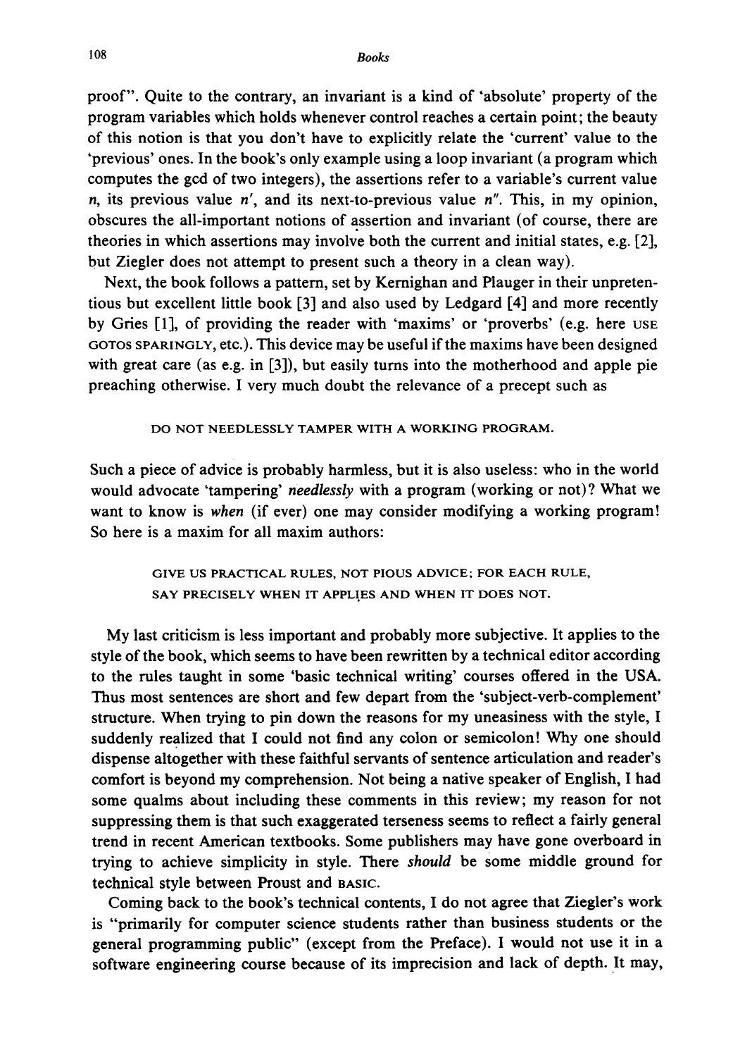proof". Quite to the contrary, an invariant is a kind of 'absolute' property of the program variables which holds whenever control reaches a certain point; the beauty of this notion is that you don't have to explicitly relate the 'current' value to the 'previous' ones. In the book's only example using a loop invariant (a program which computes the gcd of two integers), the assertions refer to a variable's current value $n$, its previous value $n'$, and its next-to-previous value $n''$. This, in my opinion, obscures the all-important notions of assertion and invariant (of course, there are theories in which assertions may involve both the current and initial states, e.g. [2], but Ziegler does not attempt to present such a theory in a clean way).

Next, the book follows a pattern, set by Kernighan and Plauger in their unpretentious but excellent little book [3] and also used by Ledgard [4] and more recently by Gries [1], of providing the reader with 'maxims' or 'proverbs' (e.g. here USE GOTOS SPARINGLY, etc.). This device may be useful if the maxims have been designed with great care (as e.g. in [3]), but easily turns into the motherhood and apple pie preaching otherwise. I very much doubt the relevance of a precept such as

> DO NOT NEEDLESSLY TAMPER WITH A WORKING PROGRAM.

Such a piece of advice is probably harmless, but it is also useless: who in the world would advocate 'tampering' *needlessly* with a program (working or not)? What we want to know is *when* (if ever) one may consider modifying a working program! So here is a maxim for all maxim authors:

> GIVE US PRACTICAL RULES, NOT PIOUS ADVICE; FOR EACH RULE, SAY PRECISELY WHEN IT APPLIES AND WHEN IT DOES NOT.

My last criticism is less important and probably more subjective. It applies to the style of the book, which seems to have been rewritten by a technical editor according to the rules taught in some 'basic technical writing' courses offered in the USA. Thus most sentences are short and few depart from the 'subject-verb-complement' structure. When trying to pin down the reasons for my uneasiness with the style, I suddenly realized that I could not find any colon or semicolon! Why one should dispense altogether with these faithful servants of sentence articulation and reader's comfort is beyond my comprehension. Not being a native speaker of English, I had some qualms about including these comments in this review; my reason for not suppressing them is that such exaggerated terseness seems to reflect a fairly general trend in recent American textbooks. Some publishers may have gone overboard in trying to achieve simplicity in style. There *should* be some middle ground for technical style between Proust and BASIC.

Coming back to the book's technical contents, I do not agree that Ziegler's work is "primarily for computer science students rather than business students or the general programming public" (except from the Preface). I would not use it in a software engineering course because of its imprecision and lack of depth. It may,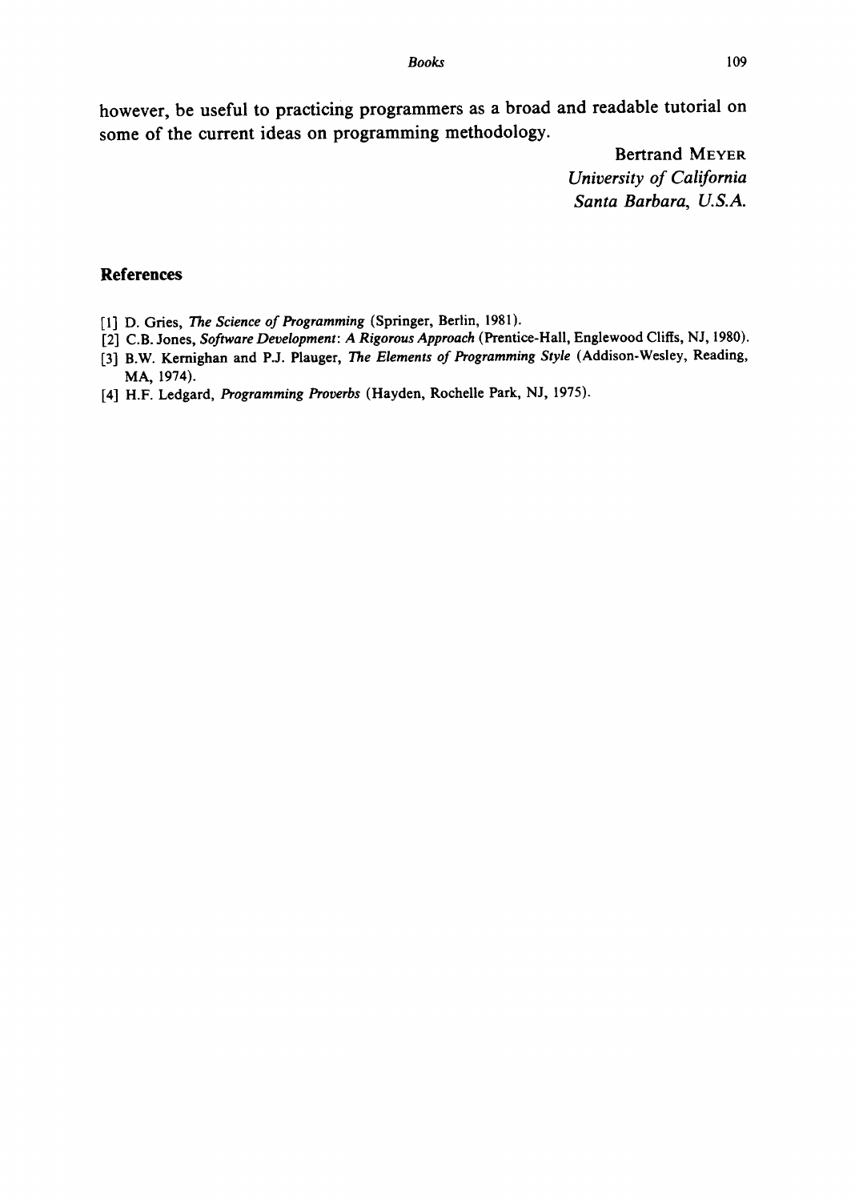however, be useful to practicing programmers as a broad and readable tutorial on some of the current ideas on programming methodology.

Bertrand MEYER
*University of California*
*Santa Barbara, U.S.A.*

## References

[1] D. Gries, *The Science of Programming* (Springer, Berlin, 1981).

[2] C.B. Jones, *Software Development: A Rigorous Approach* (Prentice-Hall, Englewood Cliffs, NJ, 1980).

[3] B.W. Kernighan and P.J. Plauger, *The Elements of Programming Style* (Addison-Wesley, Reading, MA, 1974).

[4] H.F. Ledgard, *Programming Proverbs* (Hayden, Rochelle Park, NJ, 1975).